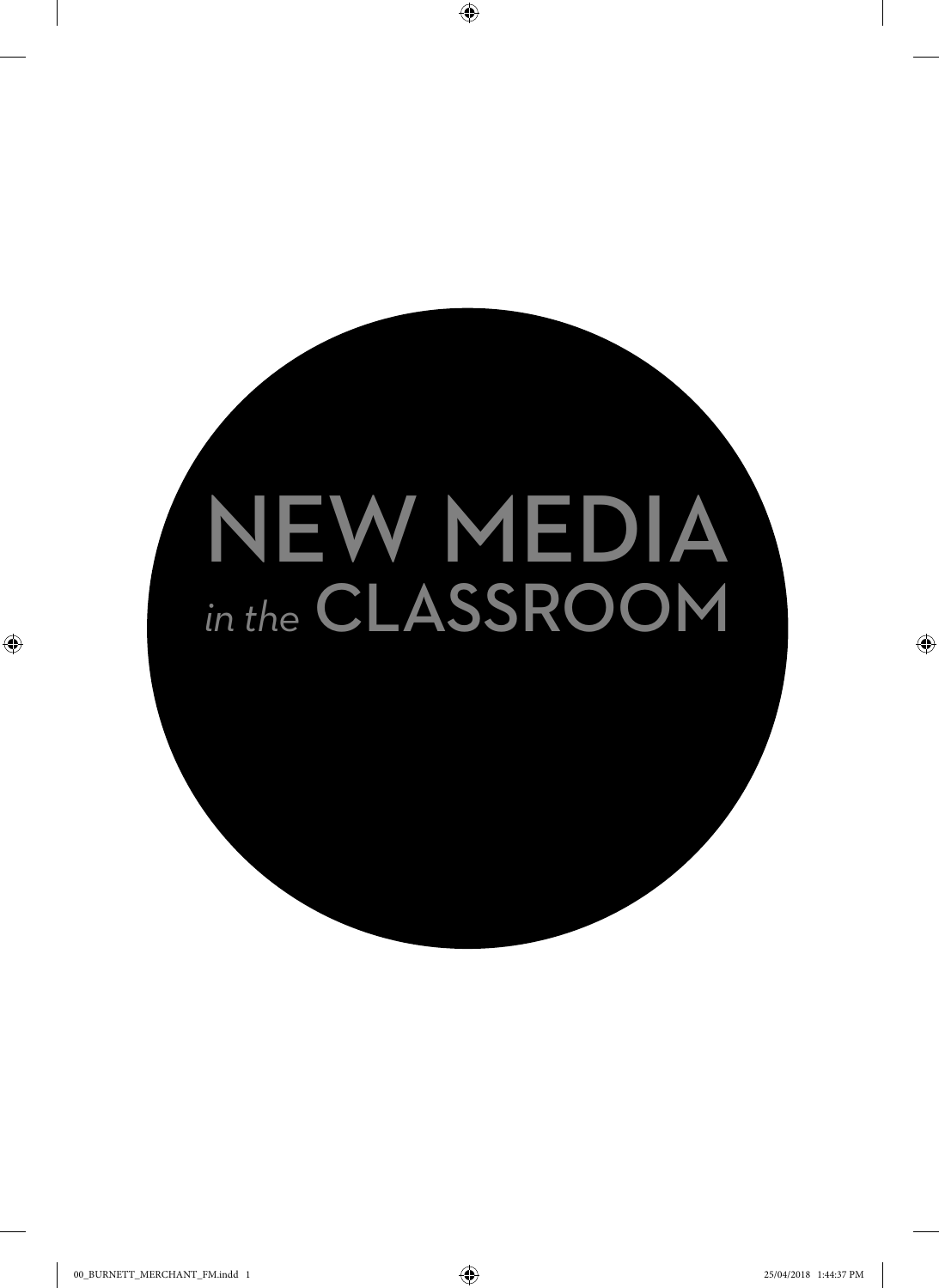# NEW MEDIA *in the* CLASSROOM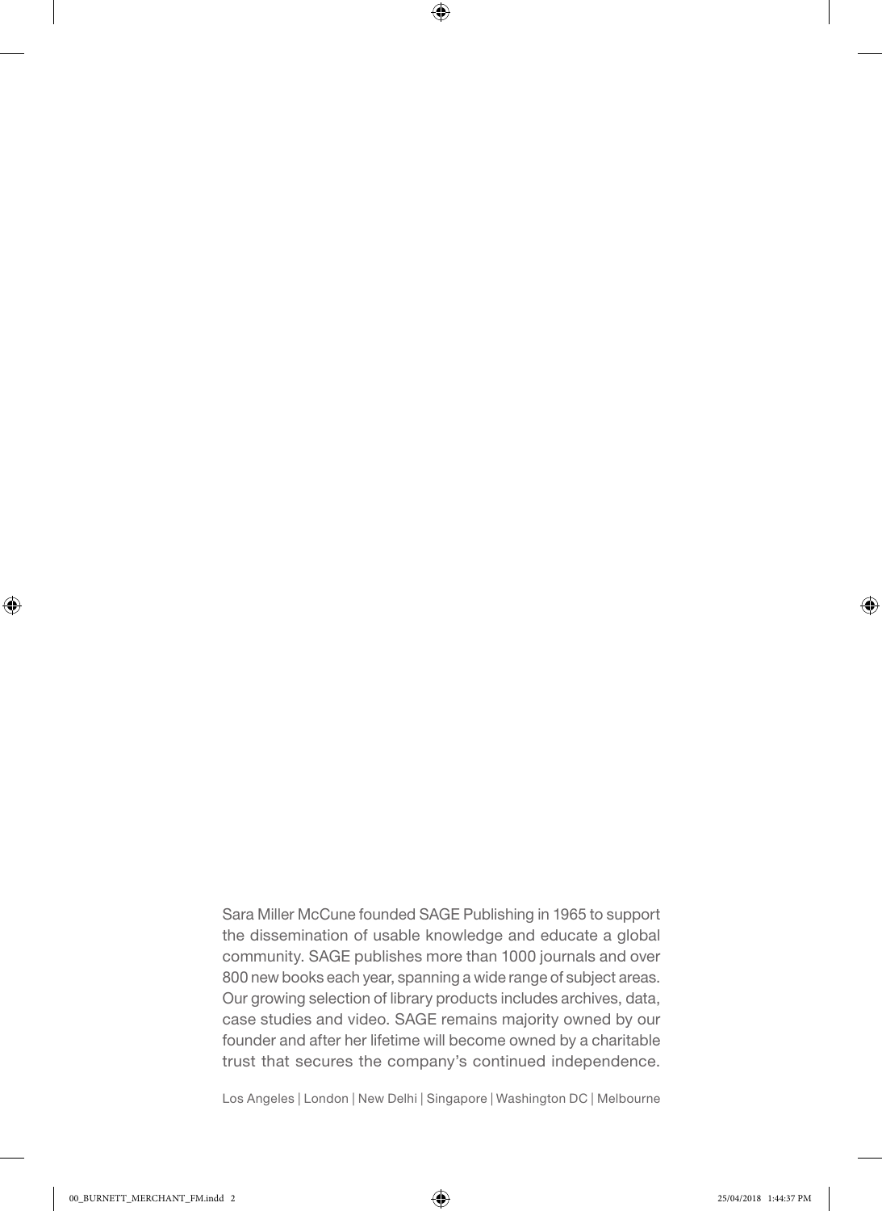Sara Miller McCune founded SAGE Publishing in 1965 to support the dissemination of usable knowledge and educate a global community. SAGE publishes more than 1000 journals and over 800 new books each year, spanning a wide range of subject areas. Our growing selection of library products includes archives, data, case studies and video. SAGE remains majority owned by our founder and after her lifetime will become owned by a charitable trust that secures the company's continued independence.

Los Angeles | London | New Delhi | Singapore | Washington DC | Melbourne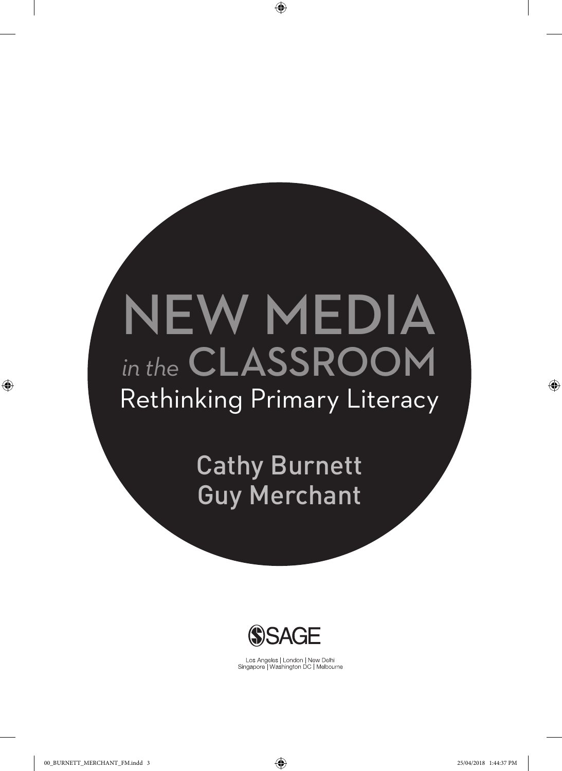# NEW MEDIA *in the* CLASSROOM

## Rethinking Primary Literacy

**Cathy Burnett**
**Guy Merchant**

SAGE

Los Angeles | London | New Delhi
Singapore | Washington DC | Melbourne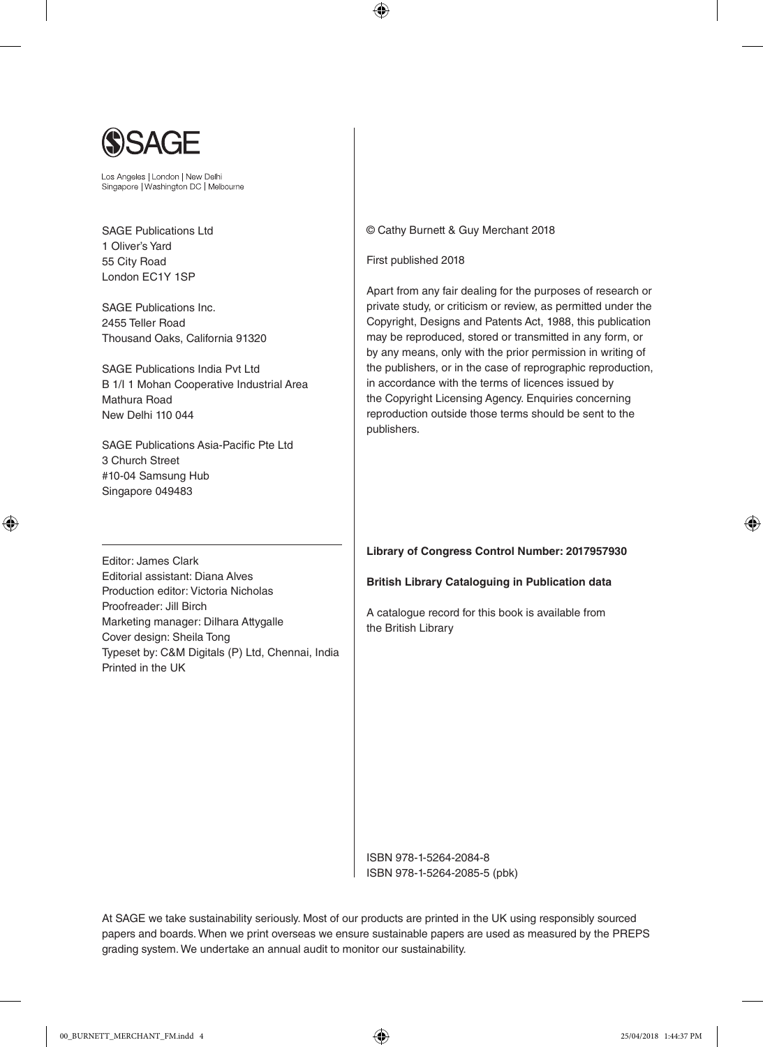SAGE

Los Angeles | London | New Delhi
Singapore | Washington DC | Melbourne

SAGE Publications Ltd
1 Oliver's Yard
55 City Road
London EC1Y 1SP

SAGE Publications Inc.
2455 Teller Road
Thousand Oaks, California 91320

SAGE Publications India Pvt Ltd
B 1/I 1 Mohan Cooperative Industrial Area
Mathura Road
New Delhi 110 044

SAGE Publications Asia-Pacific Pte Ltd
3 Church Street
#10-04 Samsung Hub
Singapore 049483

Editor: James Clark
Editorial assistant: Diana Alves
Production editor: Victoria Nicholas
Proofreader: Jill Birch
Marketing manager: Dilhara Attygalle
Cover design: Sheila Tong
Typeset by: C&M Digitals (P) Ltd, Chennai, India
Printed in the UK

© Cathy Burnett & Guy Merchant 2018

First published 2018

Apart from any fair dealing for the purposes of research or private study, or criticism or review, as permitted under the Copyright, Designs and Patents Act, 1988, this publication may be reproduced, stored or transmitted in any form, or by any means, only with the prior permission in writing of the publishers, or in the case of reprographic reproduction, in accordance with the terms of licences issued by the Copyright Licensing Agency. Enquiries concerning reproduction outside those terms should be sent to the publishers.

**Library of Congress Control Number: 2017957930**

**British Library Cataloguing in Publication data**

A catalogue record for this book is available from the British Library

ISBN 978-1-5264-2084-8
ISBN 978-1-5264-2085-5 (pbk)

At SAGE we take sustainability seriously. Most of our products are printed in the UK using responsibly sourced papers and boards. When we print overseas we ensure sustainable papers are used as measured by the PREPS grading system. We undertake an annual audit to monitor our sustainability.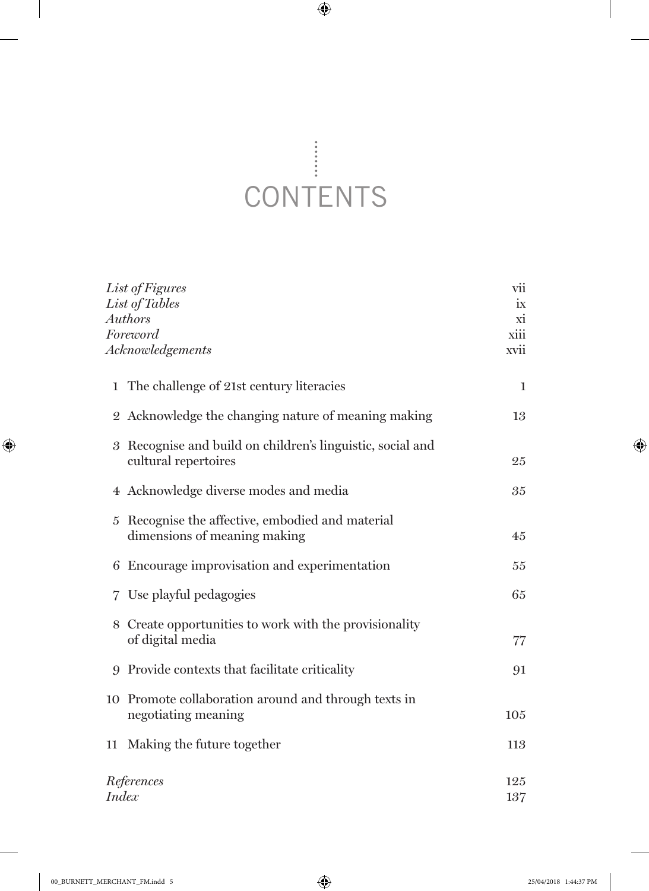# CONTENTS

| | |
|---|---|
| *List of Figures* | vii |
| *List of Tables* | ix |
| *Authors* | xi |
| *Foreword* | xiii |
| *Acknowledgements* | xvii |
| 1 The challenge of 21st century literacies | 1 |
| 2 Acknowledge the changing nature of meaning making | 13 |
| 3 Recognise and build on children's linguistic, social and cultural repertoires | 25 |
| 4 Acknowledge diverse modes and media | 35 |
| 5 Recognise the affective, embodied and material dimensions of meaning making | 45 |
| 6 Encourage improvisation and experimentation | 55 |
| 7 Use playful pedagogies | 65 |
| 8 Create opportunities to work with the provisionality of digital media | 77 |
| 9 Provide contexts that facilitate criticality | 91 |
| 10 Promote collaboration around and through texts in negotiating meaning | 105 |
| 11 Making the future together | 113 |
| *References* | 125 |
| *Index* | 137 |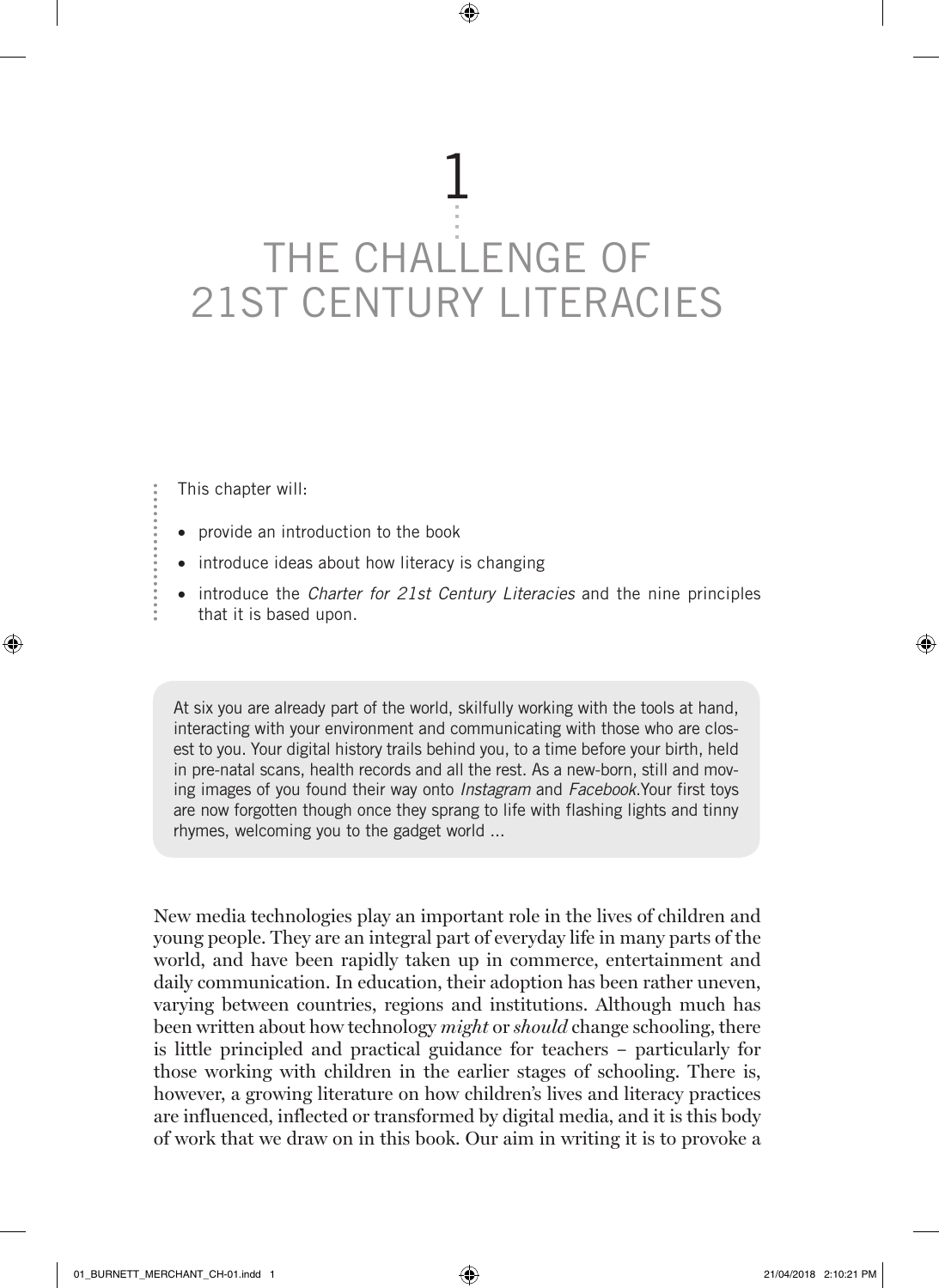# 1 THE CHALLENGE OF 21ST CENTURY LITERACIES

This chapter will:

- provide an introduction to the book
- introduce ideas about how literacy is changing
- introduce the *Charter for 21st Century Literacies* and the nine principles that it is based upon.

> At six you are already part of the world, skilfully working with the tools at hand, interacting with your environment and communicating with those who are closest to you. Your digital history trails behind you, to a time before your birth, held in pre-natal scans, health records and all the rest. As a new-born, still and moving images of you found their way onto *Instagram* and *Facebook*.Your first toys are now forgotten though once they sprang to life with flashing lights and tinny rhymes, welcoming you to the gadget world …

New media technologies play an important role in the lives of children and young people. They are an integral part of everyday life in many parts of the world, and have been rapidly taken up in commerce, entertainment and daily communication. In education, their adoption has been rather uneven, varying between countries, regions and institutions. Although much has been written about how technology *might* or *should* change schooling, there is little principled and practical guidance for teachers – particularly for those working with children in the earlier stages of schooling. There is, however, a growing literature on how children's lives and literacy practices are influenced, inflected or transformed by digital media, and it is this body of work that we draw on in this book. Our aim in writing it is to provoke a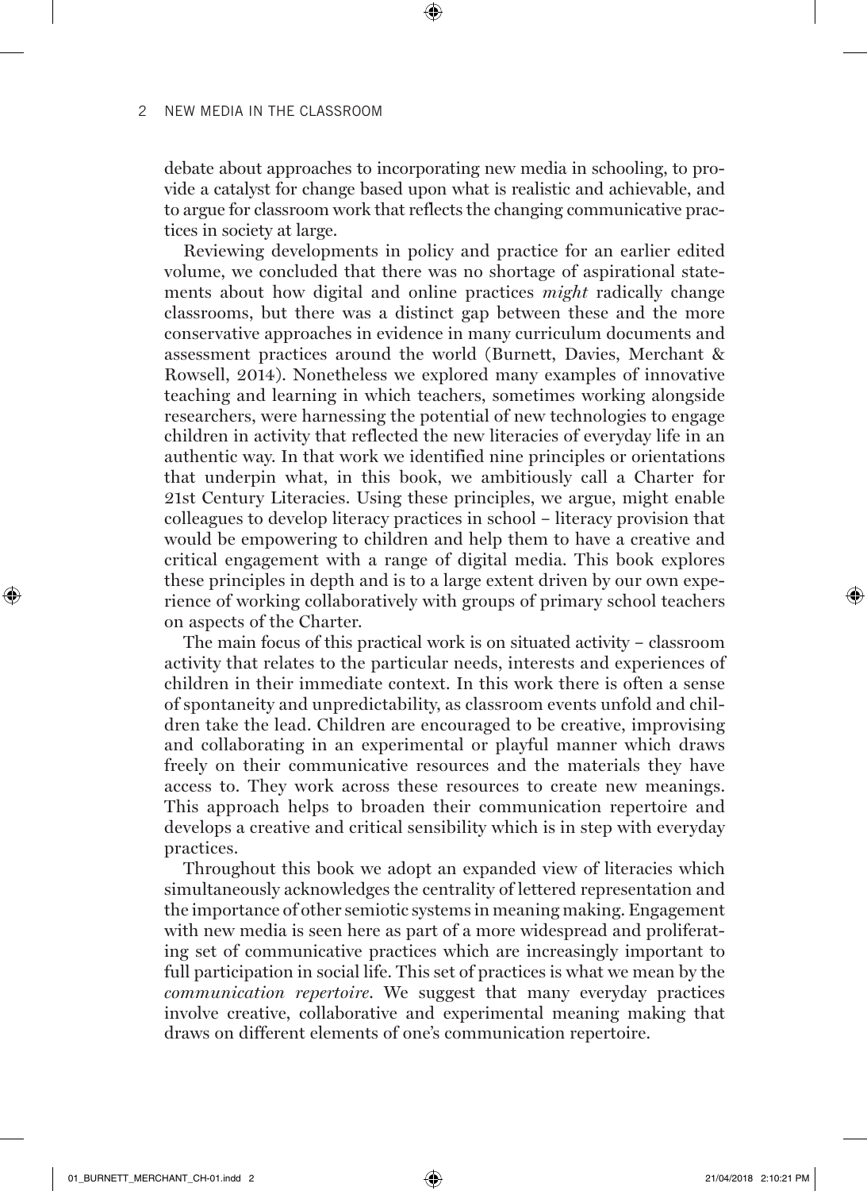debate about approaches to incorporating new media in schooling, to provide a catalyst for change based upon what is realistic and achievable, and to argue for classroom work that reflects the changing communicative practices in society at large.

Reviewing developments in policy and practice for an earlier edited volume, we concluded that there was no shortage of aspirational statements about how digital and online practices *might* radically change classrooms, but there was a distinct gap between these and the more conservative approaches in evidence in many curriculum documents and assessment practices around the world (Burnett, Davies, Merchant & Rowsell, 2014). Nonetheless we explored many examples of innovative teaching and learning in which teachers, sometimes working alongside researchers, were harnessing the potential of new technologies to engage children in activity that reflected the new literacies of everyday life in an authentic way. In that work we identified nine principles or orientations that underpin what, in this book, we ambitiously call a Charter for 21st Century Literacies. Using these principles, we argue, might enable colleagues to develop literacy practices in school – literacy provision that would be empowering to children and help them to have a creative and critical engagement with a range of digital media. This book explores these principles in depth and is to a large extent driven by our own experience of working collaboratively with groups of primary school teachers on aspects of the Charter.

The main focus of this practical work is on situated activity – classroom activity that relates to the particular needs, interests and experiences of children in their immediate context. In this work there is often a sense of spontaneity and unpredictability, as classroom events unfold and children take the lead. Children are encouraged to be creative, improvising and collaborating in an experimental or playful manner which draws freely on their communicative resources and the materials they have access to. They work across these resources to create new meanings. This approach helps to broaden their communication repertoire and develops a creative and critical sensibility which is in step with everyday practices.

Throughout this book we adopt an expanded view of literacies which simultaneously acknowledges the centrality of lettered representation and the importance of other semiotic systems in meaning making. Engagement with new media is seen here as part of a more widespread and proliferating set of communicative practices which are increasingly important to full participation in social life. This set of practices is what we mean by the *communication repertoire*. We suggest that many everyday practices involve creative, collaborative and experimental meaning making that draws on different elements of one's communication repertoire.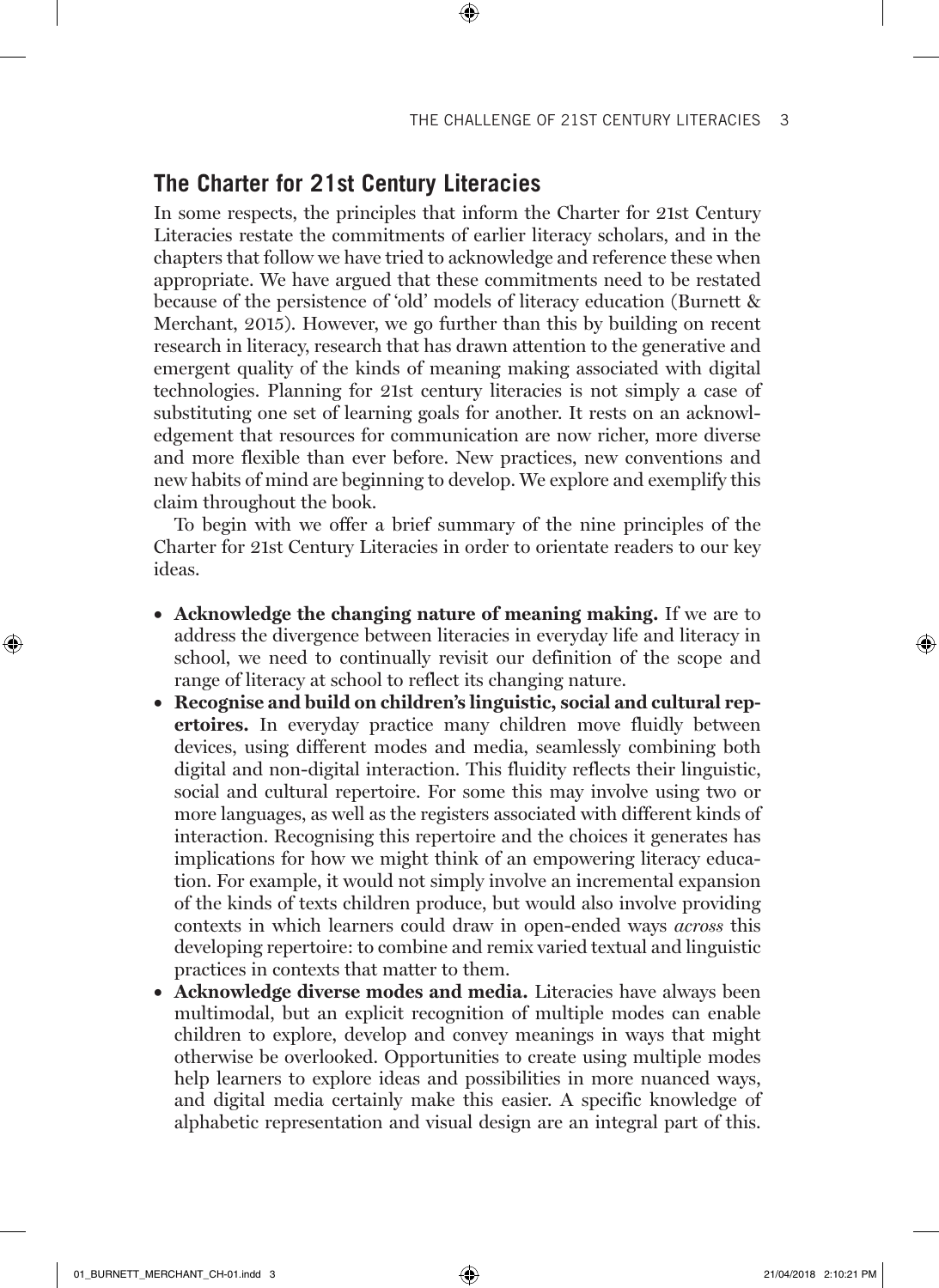## The Charter for 21st Century Literacies

In some respects, the principles that inform the Charter for 21st Century Literacies restate the commitments of earlier literacy scholars, and in the chapters that follow we have tried to acknowledge and reference these when appropriate. We have argued that these commitments need to be restated because of the persistence of 'old' models of literacy education (Burnett & Merchant, 2015). However, we go further than this by building on recent research in literacy, research that has drawn attention to the generative and emergent quality of the kinds of meaning making associated with digital technologies. Planning for 21st century literacies is not simply a case of substituting one set of learning goals for another. It rests on an acknowledgement that resources for communication are now richer, more diverse and more flexible than ever before. New practices, new conventions and new habits of mind are beginning to develop. We explore and exemplify this claim throughout the book.

To begin with we offer a brief summary of the nine principles of the Charter for 21st Century Literacies in order to orientate readers to our key ideas.

- **Acknowledge the changing nature of meaning making.** If we are to address the divergence between literacies in everyday life and literacy in school, we need to continually revisit our definition of the scope and range of literacy at school to reflect its changing nature.
- **Recognise and build on children's linguistic, social and cultural repertoires.** In everyday practice many children move fluidly between devices, using different modes and media, seamlessly combining both digital and non-digital interaction. This fluidity reflects their linguistic, social and cultural repertoire. For some this may involve using two or more languages, as well as the registers associated with different kinds of interaction. Recognising this repertoire and the choices it generates has implications for how we might think of an empowering literacy education. For example, it would not simply involve an incremental expansion of the kinds of texts children produce, but would also involve providing contexts in which learners could draw in open-ended ways *across* this developing repertoire: to combine and remix varied textual and linguistic practices in contexts that matter to them.
- **Acknowledge diverse modes and media.** Literacies have always been multimodal, but an explicit recognition of multiple modes can enable children to explore, develop and convey meanings in ways that might otherwise be overlooked. Opportunities to create using multiple modes help learners to explore ideas and possibilities in more nuanced ways, and digital media certainly make this easier. A specific knowledge of alphabetic representation and visual design are an integral part of this.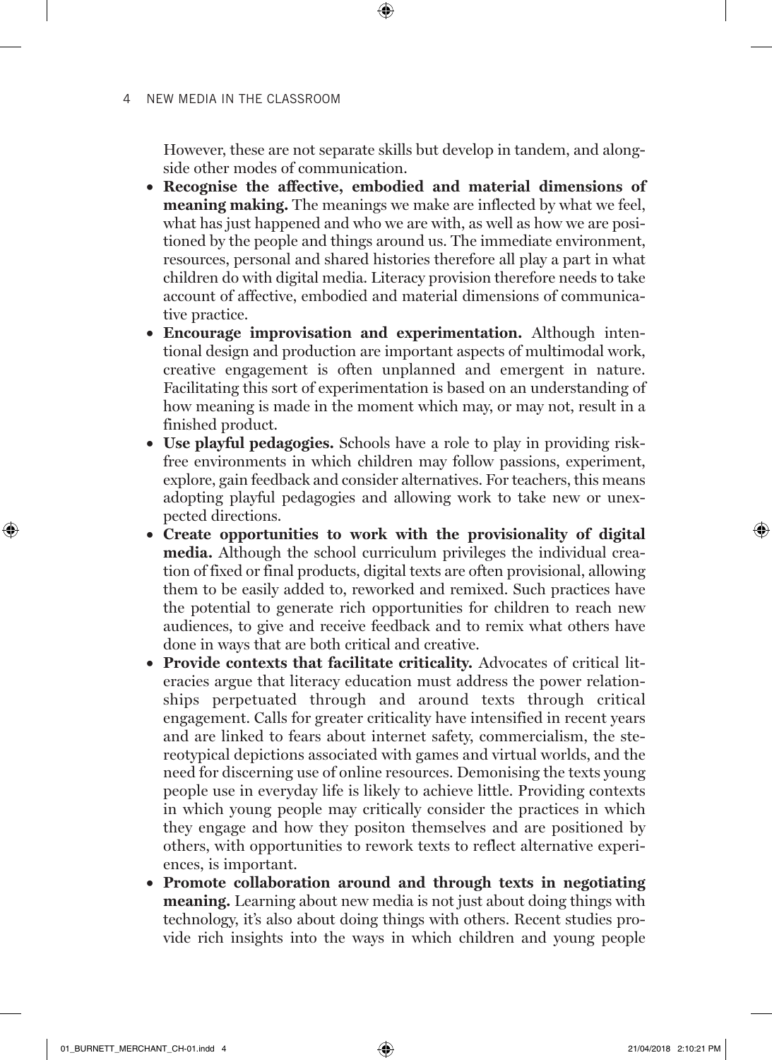However, these are not separate skills but develop in tandem, and alongside other modes of communication.

- **Recognise the affective, embodied and material dimensions of meaning making.** The meanings we make are inflected by what we feel, what has just happened and who we are with, as well as how we are positioned by the people and things around us. The immediate environment, resources, personal and shared histories therefore all play a part in what children do with digital media. Literacy provision therefore needs to take account of affective, embodied and material dimensions of communicative practice.
- **Encourage improvisation and experimentation.** Although intentional design and production are important aspects of multimodal work, creative engagement is often unplanned and emergent in nature. Facilitating this sort of experimentation is based on an understanding of how meaning is made in the moment which may, or may not, result in a finished product.
- **Use playful pedagogies.** Schools have a role to play in providing risk-free environments in which children may follow passions, experiment, explore, gain feedback and consider alternatives. For teachers, this means adopting playful pedagogies and allowing work to take new or unexpected directions.
- **Create opportunities to work with the provisionality of digital media.** Although the school curriculum privileges the individual creation of fixed or final products, digital texts are often provisional, allowing them to be easily added to, reworked and remixed. Such practices have the potential to generate rich opportunities for children to reach new audiences, to give and receive feedback and to remix what others have done in ways that are both critical and creative.
- **Provide contexts that facilitate criticality.** Advocates of critical literacies argue that literacy education must address the power relationships perpetuated through and around texts through critical engagement. Calls for greater criticality have intensified in recent years and are linked to fears about internet safety, commercialism, the stereotypical depictions associated with games and virtual worlds, and the need for discerning use of online resources. Demonising the texts young people use in everyday life is likely to achieve little. Providing contexts in which young people may critically consider the practices in which they engage and how they positon themselves and are positioned by others, with opportunities to rework texts to reflect alternative experiences, is important.
- **Promote collaboration around and through texts in negotiating meaning.** Learning about new media is not just about doing things with technology, it's also about doing things with others. Recent studies provide rich insights into the ways in which children and young people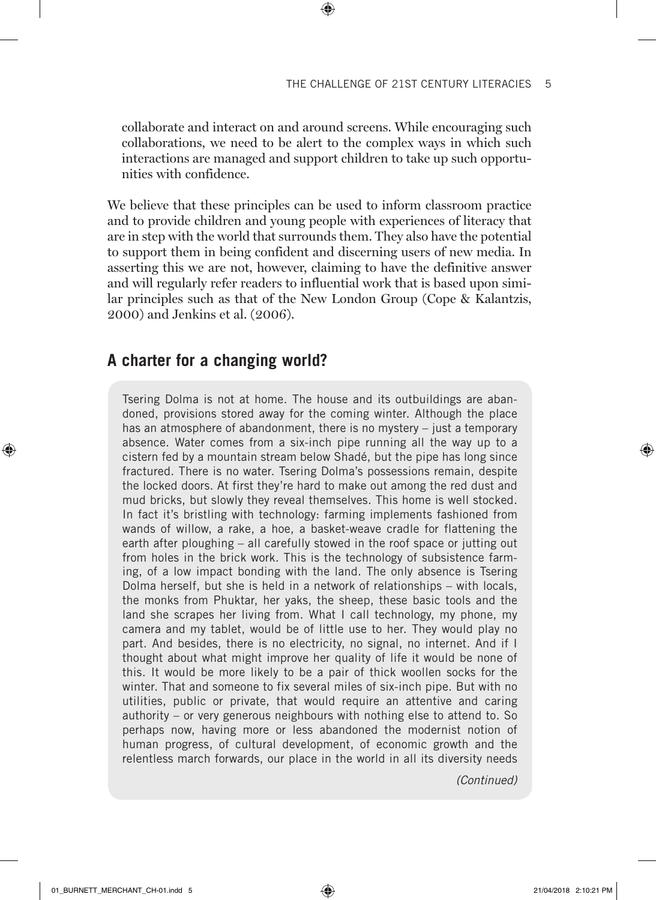collaborate and interact on and around screens. While encouraging such collaborations, we need to be alert to the complex ways in which such interactions are managed and support children to take up such opportunities with confidence.

We believe that these principles can be used to inform classroom practice and to provide children and young people with experiences of literacy that are in step with the world that surrounds them. They also have the potential to support them in being confident and discerning users of new media. In asserting this we are not, however, claiming to have the definitive answer and will regularly refer readers to influential work that is based upon similar principles such as that of the New London Group (Cope & Kalantzis, 2000) and Jenkins et al. (2006).

## A charter for a changing world?

> Tsering Dolma is not at home. The house and its outbuildings are abandoned, provisions stored away for the coming winter. Although the place has an atmosphere of abandonment, there is no mystery – just a temporary absence. Water comes from a six-inch pipe running all the way up to a cistern fed by a mountain stream below Shadé, but the pipe has long since fractured. There is no water. Tsering Dolma's possessions remain, despite the locked doors. At first they're hard to make out among the red dust and mud bricks, but slowly they reveal themselves. This home is well stocked. In fact it's bristling with technology: farming implements fashioned from wands of willow, a rake, a hoe, a basket-weave cradle for flattening the earth after ploughing – all carefully stowed in the roof space or jutting out from holes in the brick work. This is the technology of subsistence farming, of a low impact bonding with the land. The only absence is Tsering Dolma herself, but she is held in a network of relationships – with locals, the monks from Phuktar, her yaks, the sheep, these basic tools and the land she scrapes her living from. What I call technology, my phone, my camera and my tablet, would be of little use to her. They would play no part. And besides, there is no electricity, no signal, no internet. And if I thought about what might improve her quality of life it would be none of this. It would be more likely to be a pair of thick woollen socks for the winter. That and someone to fix several miles of six-inch pipe. But with no utilities, public or private, that would require an attentive and caring authority – or very generous neighbours with nothing else to attend to. So perhaps now, having more or less abandoned the modernist notion of human progress, of cultural development, of economic growth and the relentless march forwards, our place in the world in all its diversity needs
>
> *(Continued)*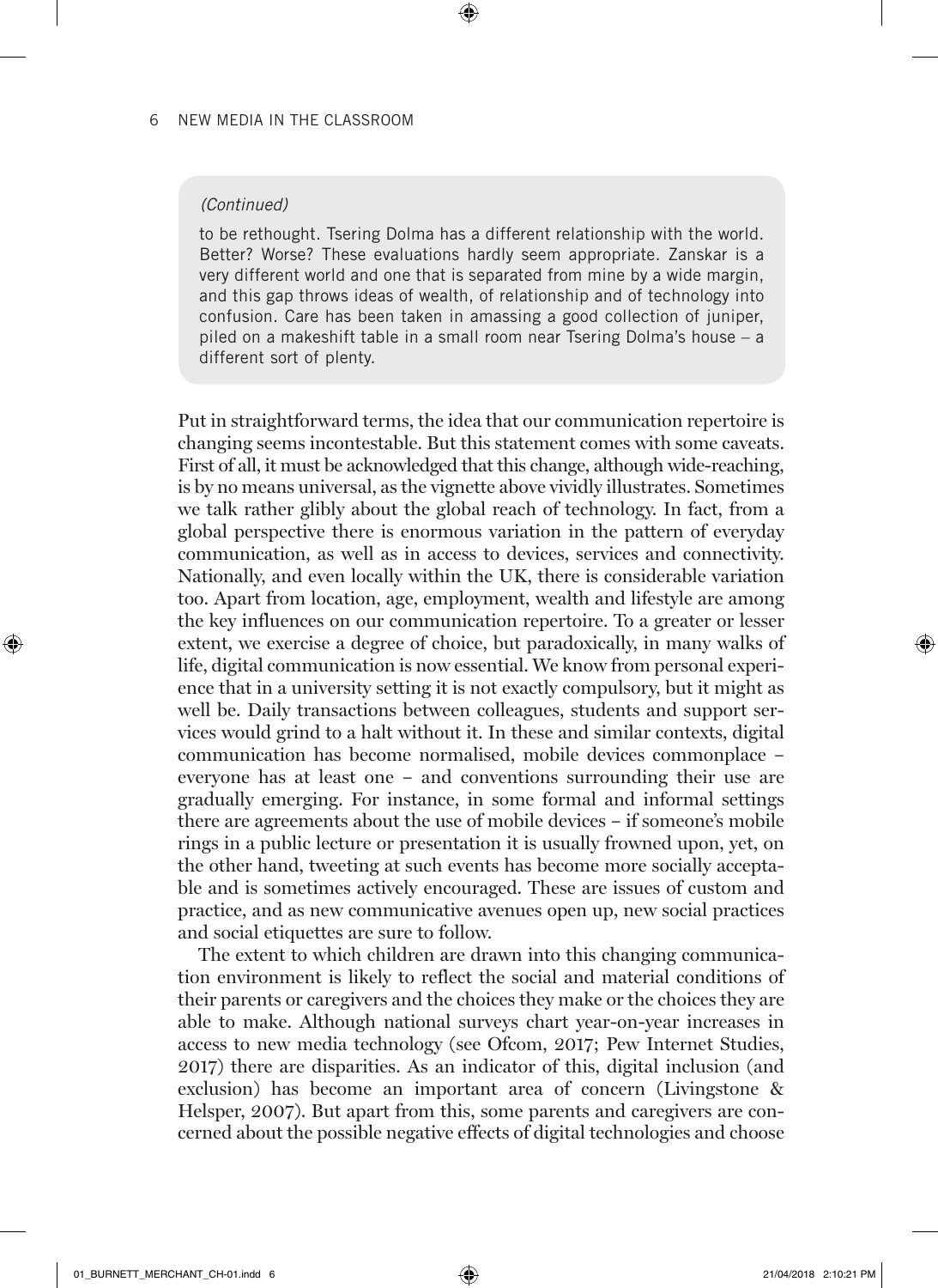*(Continued)*

to be rethought. Tsering Dolma has a different relationship with the world. Better? Worse? These evaluations hardly seem appropriate. Zanskar is a very different world and one that is separated from mine by a wide margin, and this gap throws ideas of wealth, of relationship and of technology into confusion. Care has been taken in amassing a good collection of juniper, piled on a makeshift table in a small room near Tsering Dolma's house – a different sort of plenty.

Put in straightforward terms, the idea that our communication repertoire is changing seems incontestable. But this statement comes with some caveats. First of all, it must be acknowledged that this change, although wide-reaching, is by no means universal, as the vignette above vividly illustrates. Sometimes we talk rather glibly about the global reach of technology. In fact, from a global perspective there is enormous variation in the pattern of everyday communication, as well as in access to devices, services and connectivity. Nationally, and even locally within the UK, there is considerable variation too. Apart from location, age, employment, wealth and lifestyle are among the key influences on our communication repertoire. To a greater or lesser extent, we exercise a degree of choice, but paradoxically, in many walks of life, digital communication is now essential. We know from personal experience that in a university setting it is not exactly compulsory, but it might as well be. Daily transactions between colleagues, students and support services would grind to a halt without it. In these and similar contexts, digital communication has become normalised, mobile devices commonplace – everyone has at least one – and conventions surrounding their use are gradually emerging. For instance, in some formal and informal settings there are agreements about the use of mobile devices – if someone's mobile rings in a public lecture or presentation it is usually frowned upon, yet, on the other hand, tweeting at such events has become more socially acceptable and is sometimes actively encouraged. These are issues of custom and practice, and as new communicative avenues open up, new social practices and social etiquettes are sure to follow.

The extent to which children are drawn into this changing communication environment is likely to reflect the social and material conditions of their parents or caregivers and the choices they make or the choices they are able to make. Although national surveys chart year-on-year increases in access to new media technology (see Ofcom, 2017; Pew Internet Studies, 2017) there are disparities. As an indicator of this, digital inclusion (and exclusion) has become an important area of concern (Livingstone & Helsper, 2007). But apart from this, some parents and caregivers are concerned about the possible negative effects of digital technologies and choose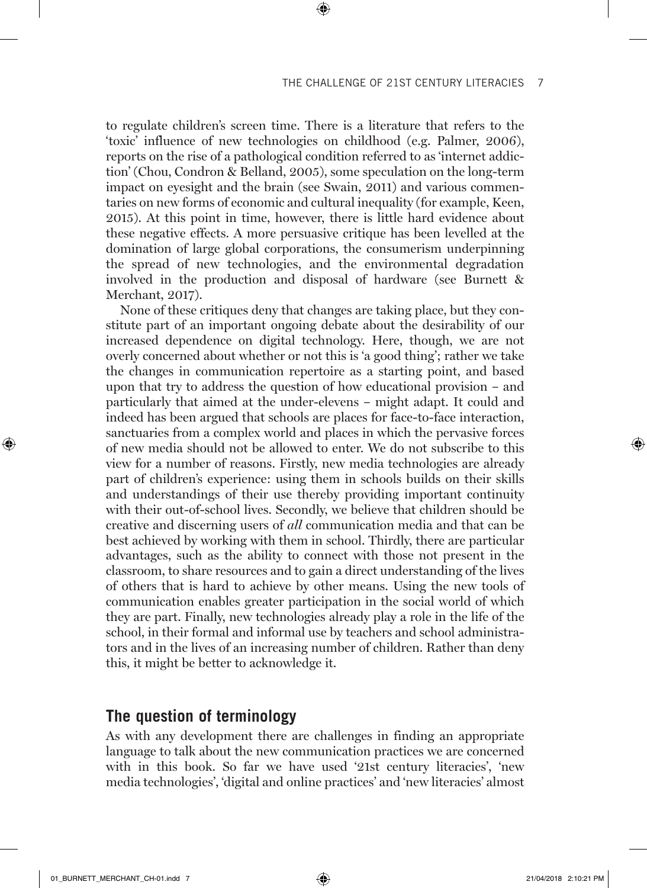to regulate children's screen time. There is a literature that refers to the 'toxic' influence of new technologies on childhood (e.g. Palmer, 2006), reports on the rise of a pathological condition referred to as 'internet addiction' (Chou, Condron & Belland, 2005), some speculation on the long-term impact on eyesight and the brain (see Swain, 2011) and various commentaries on new forms of economic and cultural inequality (for example, Keen, 2015). At this point in time, however, there is little hard evidence about these negative effects. A more persuasive critique has been levelled at the domination of large global corporations, the consumerism underpinning the spread of new technologies, and the environmental degradation involved in the production and disposal of hardware (see Burnett & Merchant, 2017).

None of these critiques deny that changes are taking place, but they constitute part of an important ongoing debate about the desirability of our increased dependence on digital technology. Here, though, we are not overly concerned about whether or not this is 'a good thing'; rather we take the changes in communication repertoire as a starting point, and based upon that try to address the question of how educational provision – and particularly that aimed at the under-elevens – might adapt. It could and indeed has been argued that schools are places for face-to-face interaction, sanctuaries from a complex world and places in which the pervasive forces of new media should not be allowed to enter. We do not subscribe to this view for a number of reasons. Firstly, new media technologies are already part of children's experience: using them in schools builds on their skills and understandings of their use thereby providing important continuity with their out-of-school lives. Secondly, we believe that children should be creative and discerning users of *all* communication media and that can be best achieved by working with them in school. Thirdly, there are particular advantages, such as the ability to connect with those not present in the classroom, to share resources and to gain a direct understanding of the lives of others that is hard to achieve by other means. Using the new tools of communication enables greater participation in the social world of which they are part. Finally, new technologies already play a role in the life of the school, in their formal and informal use by teachers and school administrators and in the lives of an increasing number of children. Rather than deny this, it might be better to acknowledge it.

## The question of terminology

As with any development there are challenges in finding an appropriate language to talk about the new communication practices we are concerned with in this book. So far we have used '21st century literacies', 'new media technologies', 'digital and online practices' and 'new literacies' almost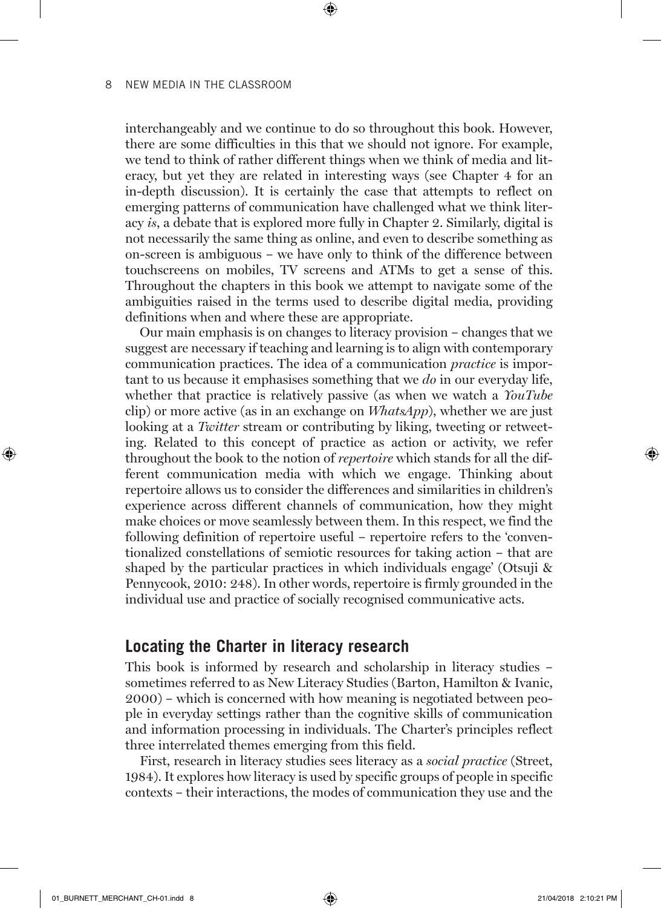interchangeably and we continue to do so throughout this book. However, there are some difficulties in this that we should not ignore. For example, we tend to think of rather different things when we think of media and literacy, but yet they are related in interesting ways (see Chapter 4 for an in-depth discussion). It is certainly the case that attempts to reflect on emerging patterns of communication have challenged what we think literacy *is*, a debate that is explored more fully in Chapter 2. Similarly, digital is not necessarily the same thing as online, and even to describe something as on-screen is ambiguous – we have only to think of the difference between touchscreens on mobiles, TV screens and ATMs to get a sense of this. Throughout the chapters in this book we attempt to navigate some of the ambiguities raised in the terms used to describe digital media, providing definitions when and where these are appropriate.

Our main emphasis is on changes to literacy provision – changes that we suggest are necessary if teaching and learning is to align with contemporary communication practices. The idea of a communication *practice* is important to us because it emphasises something that we *do* in our everyday life, whether that practice is relatively passive (as when we watch a *YouTube* clip) or more active (as in an exchange on *WhatsApp*), whether we are just looking at a *Twitter* stream or contributing by liking, tweeting or retweeting. Related to this concept of practice as action or activity, we refer throughout the book to the notion of *repertoire* which stands for all the different communication media with which we engage. Thinking about repertoire allows us to consider the differences and similarities in children's experience across different channels of communication, how they might make choices or move seamlessly between them. In this respect, we find the following definition of repertoire useful – repertoire refers to the 'conventionalized constellations of semiotic resources for taking action – that are shaped by the particular practices in which individuals engage' (Otsuji & Pennycook, 2010: 248). In other words, repertoire is firmly grounded in the individual use and practice of socially recognised communicative acts.

## Locating the Charter in literacy research

This book is informed by research and scholarship in literacy studies – sometimes referred to as New Literacy Studies (Barton, Hamilton & Ivanic, 2000) – which is concerned with how meaning is negotiated between people in everyday settings rather than the cognitive skills of communication and information processing in individuals. The Charter's principles reflect three interrelated themes emerging from this field.

First, research in literacy studies sees literacy as a *social practice* (Street, 1984). It explores how literacy is used by specific groups of people in specific contexts – their interactions, the modes of communication they use and the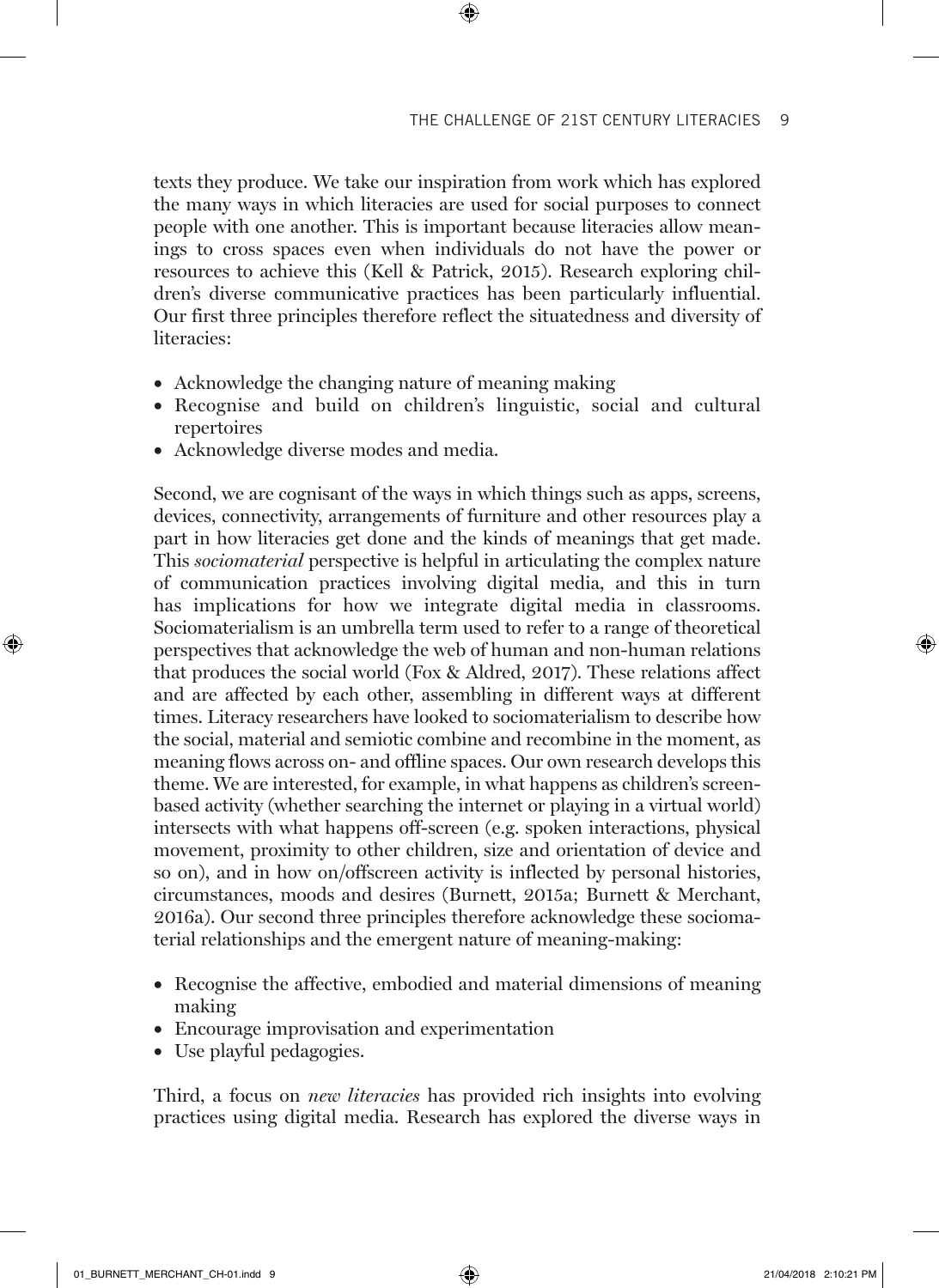texts they produce. We take our inspiration from work which has explored the many ways in which literacies are used for social purposes to connect people with one another. This is important because literacies allow meanings to cross spaces even when individuals do not have the power or resources to achieve this (Kell & Patrick, 2015). Research exploring children's diverse communicative practices has been particularly influential. Our first three principles therefore reflect the situatedness and diversity of literacies:

- Acknowledge the changing nature of meaning making
- Recognise and build on children's linguistic, social and cultural repertoires
- Acknowledge diverse modes and media.

Second, we are cognisant of the ways in which things such as apps, screens, devices, connectivity, arrangements of furniture and other resources play a part in how literacies get done and the kinds of meanings that get made. This *sociomaterial* perspective is helpful in articulating the complex nature of communication practices involving digital media, and this in turn has implications for how we integrate digital media in classrooms. Sociomaterialism is an umbrella term used to refer to a range of theoretical perspectives that acknowledge the web of human and non-human relations that produces the social world (Fox & Aldred, 2017). These relations affect and are affected by each other, assembling in different ways at different times. Literacy researchers have looked to sociomaterialism to describe how the social, material and semiotic combine and recombine in the moment, as meaning flows across on- and offline spaces. Our own research develops this theme. We are interested, for example, in what happens as children's screen-based activity (whether searching the internet or playing in a virtual world) intersects with what happens off-screen (e.g. spoken interactions, physical movement, proximity to other children, size and orientation of device and so on), and in how on/offscreen activity is inflected by personal histories, circumstances, moods and desires (Burnett, 2015a; Burnett & Merchant, 2016a). Our second three principles therefore acknowledge these sociomaterial relationships and the emergent nature of meaning-making:

- Recognise the affective, embodied and material dimensions of meaning making
- Encourage improvisation and experimentation
- Use playful pedagogies.

Third, a focus on *new literacies* has provided rich insights into evolving practices using digital media. Research has explored the diverse ways in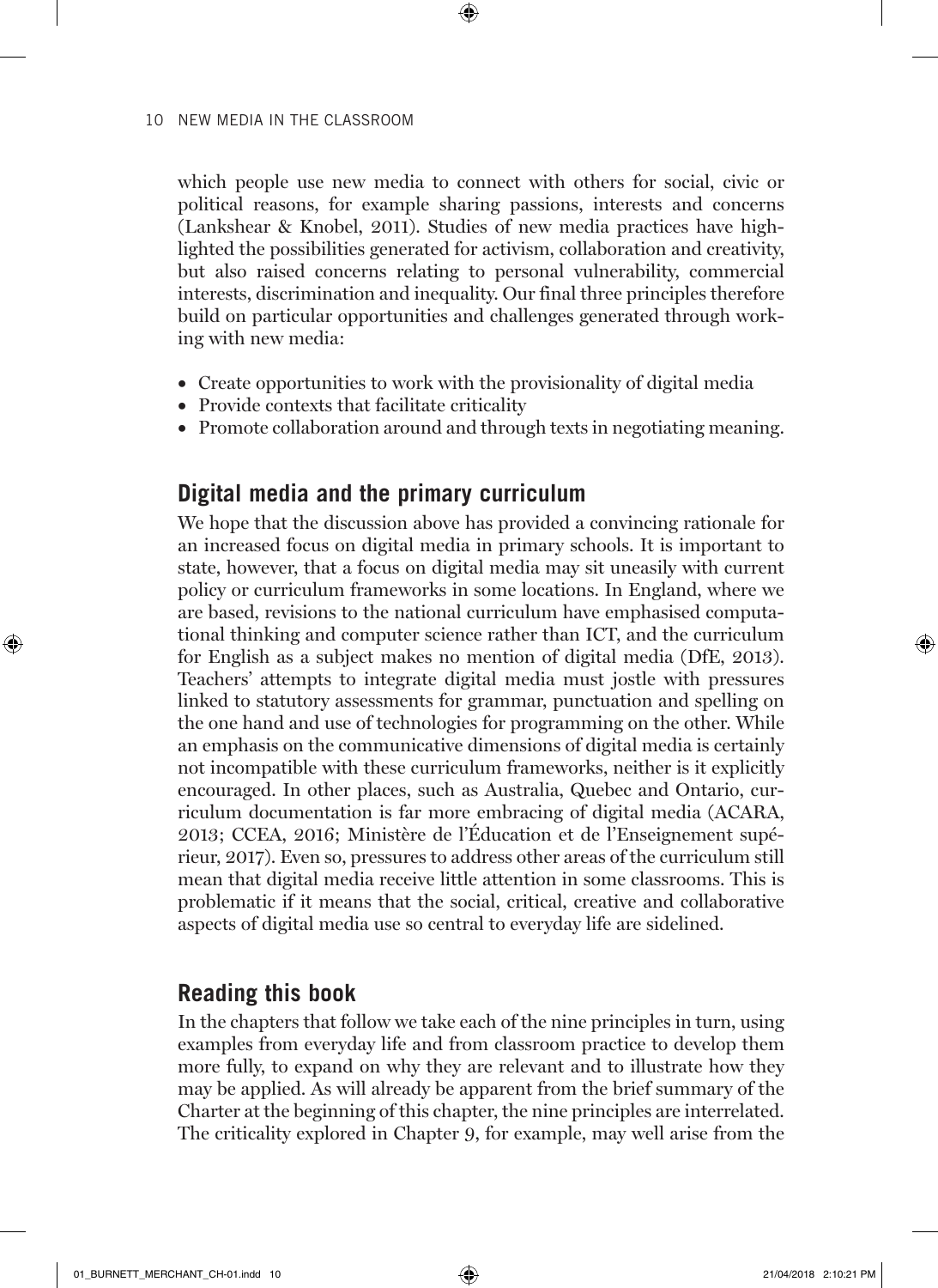which people use new media to connect with others for social, civic or political reasons, for example sharing passions, interests and concerns (Lankshear & Knobel, 2011). Studies of new media practices have highlighted the possibilities generated for activism, collaboration and creativity, but also raised concerns relating to personal vulnerability, commercial interests, discrimination and inequality. Our final three principles therefore build on particular opportunities and challenges generated through working with new media:

- Create opportunities to work with the provisionality of digital media
- Provide contexts that facilitate criticality
- Promote collaboration around and through texts in negotiating meaning.

## Digital media and the primary curriculum

We hope that the discussion above has provided a convincing rationale for an increased focus on digital media in primary schools. It is important to state, however, that a focus on digital media may sit uneasily with current policy or curriculum frameworks in some locations. In England, where we are based, revisions to the national curriculum have emphasised computational thinking and computer science rather than ICT, and the curriculum for English as a subject makes no mention of digital media (DfE, 2013). Teachers' attempts to integrate digital media must jostle with pressures linked to statutory assessments for grammar, punctuation and spelling on the one hand and use of technologies for programming on the other. While an emphasis on the communicative dimensions of digital media is certainly not incompatible with these curriculum frameworks, neither is it explicitly encouraged. In other places, such as Australia, Quebec and Ontario, curriculum documentation is far more embracing of digital media (ACARA, 2013; CCEA, 2016; Ministère de l'Éducation et de l'Enseignement supérieur, 2017). Even so, pressures to address other areas of the curriculum still mean that digital media receive little attention in some classrooms. This is problematic if it means that the social, critical, creative and collaborative aspects of digital media use so central to everyday life are sidelined.

## Reading this book

In the chapters that follow we take each of the nine principles in turn, using examples from everyday life and from classroom practice to develop them more fully, to expand on why they are relevant and to illustrate how they may be applied. As will already be apparent from the brief summary of the Charter at the beginning of this chapter, the nine principles are interrelated. The criticality explored in Chapter 9, for example, may well arise from the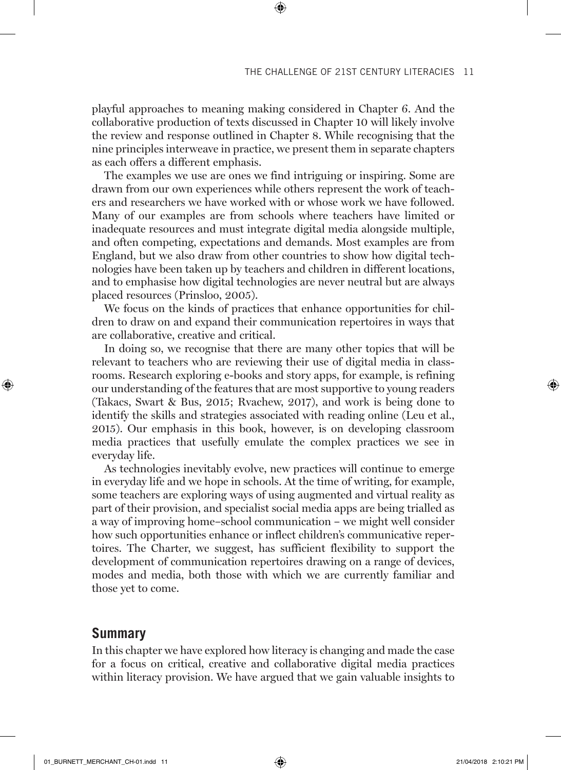playful approaches to meaning making considered in Chapter 6. And the collaborative production of texts discussed in Chapter 10 will likely involve the review and response outlined in Chapter 8. While recognising that the nine principles interweave in practice, we present them in separate chapters as each offers a different emphasis.

The examples we use are ones we find intriguing or inspiring. Some are drawn from our own experiences while others represent the work of teachers and researchers we have worked with or whose work we have followed. Many of our examples are from schools where teachers have limited or inadequate resources and must integrate digital media alongside multiple, and often competing, expectations and demands. Most examples are from England, but we also draw from other countries to show how digital technologies have been taken up by teachers and children in different locations, and to emphasise how digital technologies are never neutral but are always placed resources (Prinsloo, 2005).

We focus on the kinds of practices that enhance opportunities for children to draw on and expand their communication repertoires in ways that are collaborative, creative and critical.

In doing so, we recognise that there are many other topics that will be relevant to teachers who are reviewing their use of digital media in classrooms. Research exploring e-books and story apps, for example, is refining our understanding of the features that are most supportive to young readers (Takacs, Swart & Bus, 2015; Rvachew, 2017), and work is being done to identify the skills and strategies associated with reading online (Leu et al., 2015). Our emphasis in this book, however, is on developing classroom media practices that usefully emulate the complex practices we see in everyday life.

As technologies inevitably evolve, new practices will continue to emerge in everyday life and we hope in schools. At the time of writing, for example, some teachers are exploring ways of using augmented and virtual reality as part of their provision, and specialist social media apps are being trialled as a way of improving home–school communication – we might well consider how such opportunities enhance or inflect children's communicative repertoires. The Charter, we suggest, has sufficient flexibility to support the development of communication repertoires drawing on a range of devices, modes and media, both those with which we are currently familiar and those yet to come.

## Summary

In this chapter we have explored how literacy is changing and made the case for a focus on critical, creative and collaborative digital media practices within literacy provision. We have argued that we gain valuable insights to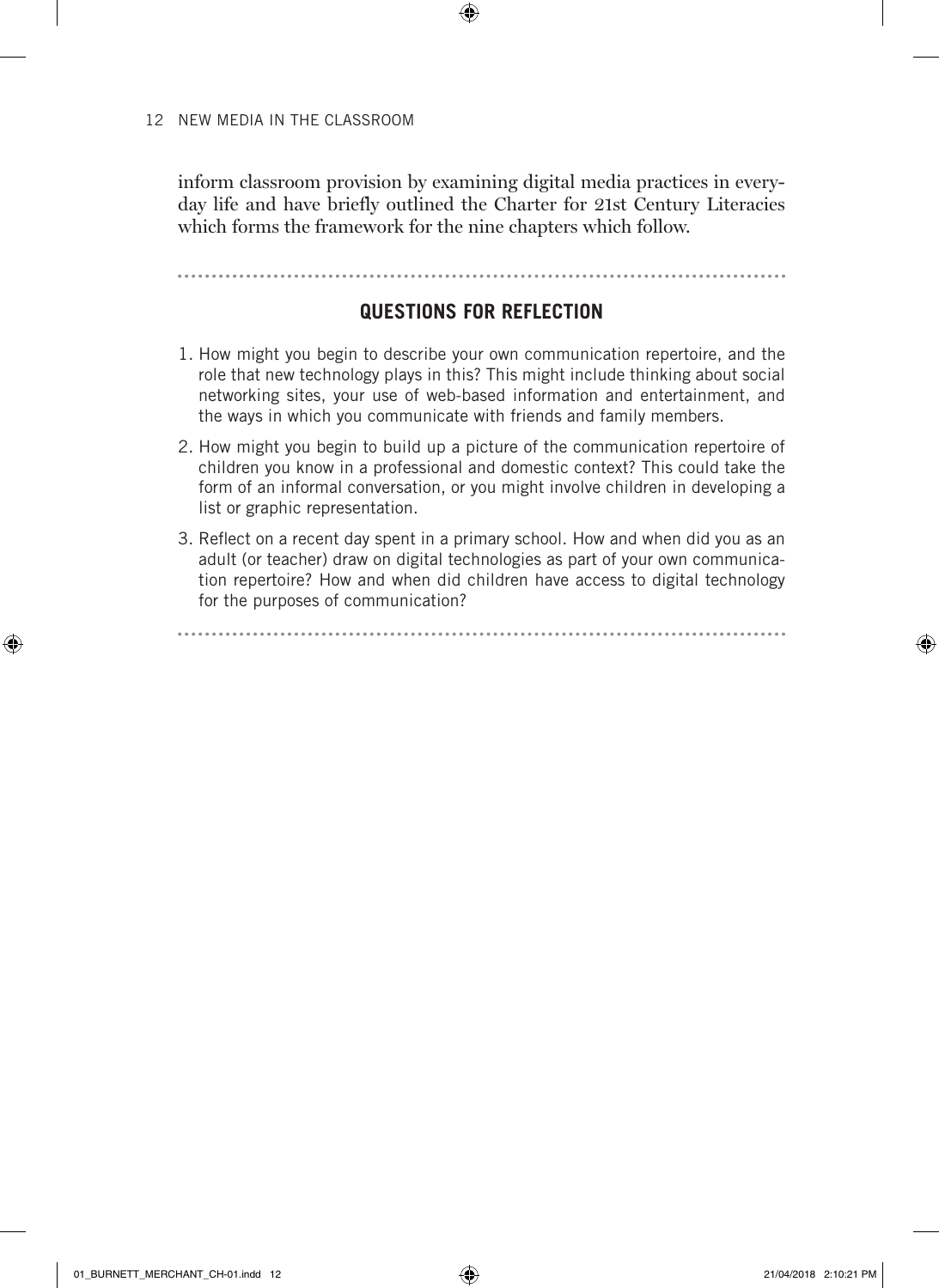inform classroom provision by examining digital media practices in everyday life and have briefly outlined the Charter for 21st Century Literacies which forms the framework for the nine chapters which follow.

## QUESTIONS FOR REFLECTION

1. How might you begin to describe your own communication repertoire, and the role that new technology plays in this? This might include thinking about social networking sites, your use of web-based information and entertainment, and the ways in which you communicate with friends and family members.
2. How might you begin to build up a picture of the communication repertoire of children you know in a professional and domestic context? This could take the form of an informal conversation, or you might involve children in developing a list or graphic representation.
3. Reflect on a recent day spent in a primary school. How and when did you as an adult (or teacher) draw on digital technologies as part of your own communication repertoire? How and when did children have access to digital technology for the purposes of communication?